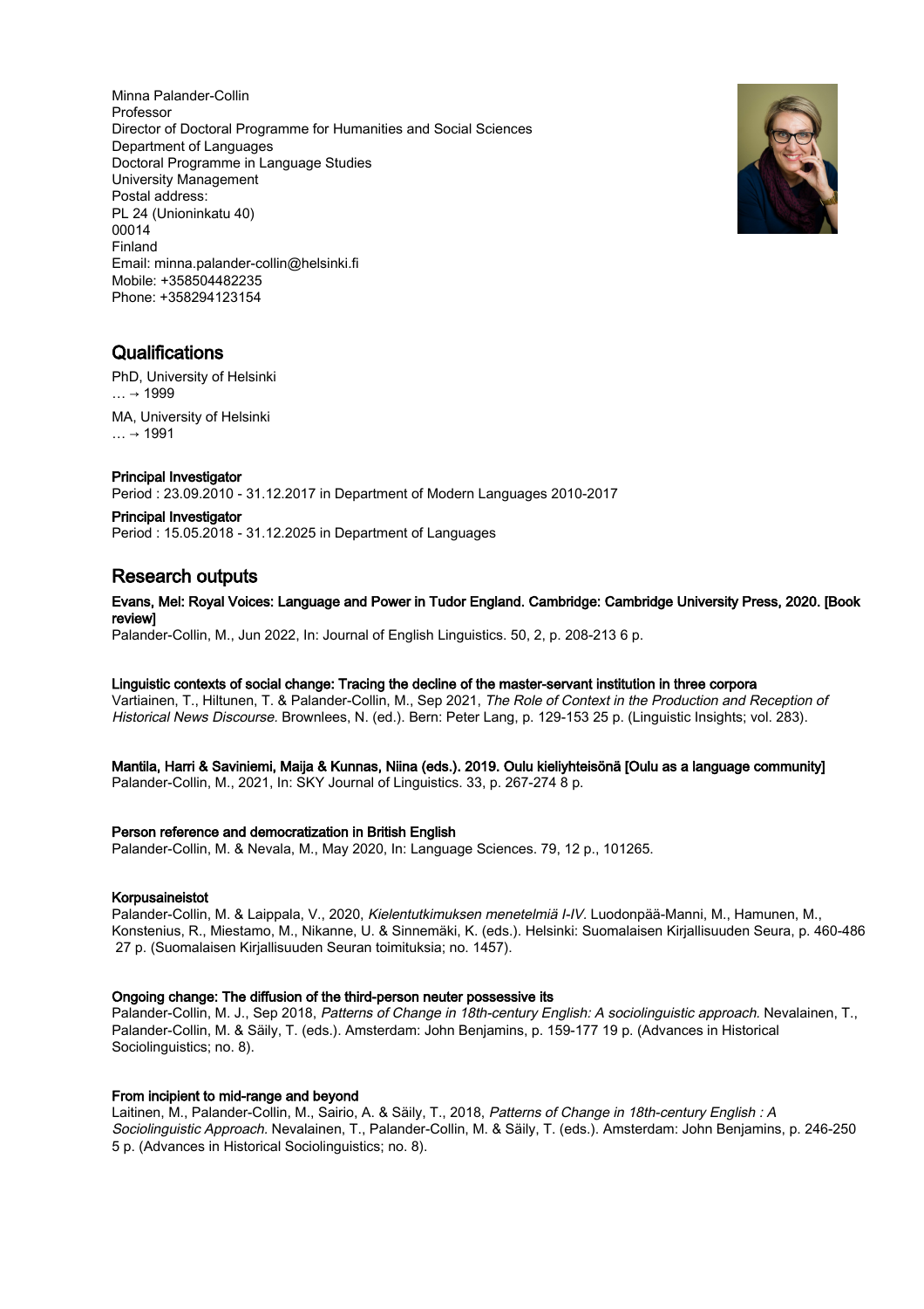Minna Palander-Collin
Professor
Director of Doctoral Programme for Humanities and Social Sciences
Department of Languages
Doctoral Programme in Language Studies
University Management
Postal address:
PL 24 (Unioninkatu 40)
00014
Finland
Email: minna.palander-collin@helsinki.fi
Mobile: +358504482235
Phone: +358294123154

## Qualifications

PhD, University of Helsinki
… → 1999

MA, University of Helsinki
… → 1991

**Principal Investigator**
Period : 23.09.2010 - 31.12.2017 in Department of Modern Languages 2010-2017

**Principal Investigator**
Period : 15.05.2018 - 31.12.2025 in Department of Languages

## Research outputs

**Evans, Mel: Royal Voices: Language and Power in Tudor England. Cambridge: Cambridge University Press, 2020. [Book review]**
Palander-Collin, M., Jun 2022, In: Journal of English Linguistics. 50, 2, p. 208-213 6 p.

**Linguistic contexts of social change: Tracing the decline of the master-servant institution in three corpora**
Vartiainen, T., Hiltunen, T. & Palander-Collin, M., Sep 2021, *The Role of Context in the Production and Reception of Historical News Discourse.* Brownlees, N. (ed.). Bern: Peter Lang, p. 129-153 25 p. (Linguistic Insights; vol. 283).

**Mantila, Harri & Saviniemi, Maija & Kunnas, Niina (eds.). 2019. Oulu kieliyhteisönä [Oulu as a language community]**
Palander-Collin, M., 2021, In: SKY Journal of Linguistics. 33, p. 267-274 8 p.

**Person reference and democratization in British English**
Palander-Collin, M. & Nevala, M., May 2020, In: Language Sciences. 79, 12 p., 101265.

**Korpusaineistot**
Palander-Collin, M. & Laippala, V., 2020, *Kielentutkimuksen menetelmiä I-IV.* Luodonpää-Manni, M., Hamunen, M., Konstenius, R., Miestamo, M., Nikanne, U. & Sinnemäki, K. (eds.). Helsinki: Suomalaisen Kirjallisuuden Seura, p. 460-486 27 p. (Suomalaisen Kirjallisuuden Seuran toimituksia; no. 1457).

**Ongoing change: The diffusion of the third-person neuter possessive its**
Palander-Collin, M. J., Sep 2018, *Patterns of Change in 18th-century English: A sociolinguistic approach.* Nevalainen, T., Palander-Collin, M. & Säily, T. (eds.). Amsterdam: John Benjamins, p. 159-177 19 p. (Advances in Historical Sociolinguistics; no. 8).

**From incipient to mid-range and beyond**
Laitinen, M., Palander-Collin, M., Sairio, A. & Säily, T., 2018, *Patterns of Change in 18th-century English : A Sociolinguistic Approach.* Nevalainen, T., Palander-Collin, M. & Säily, T. (eds.). Amsterdam: John Benjamins, p. 246-250 5 p. (Advances in Historical Sociolinguistics; no. 8).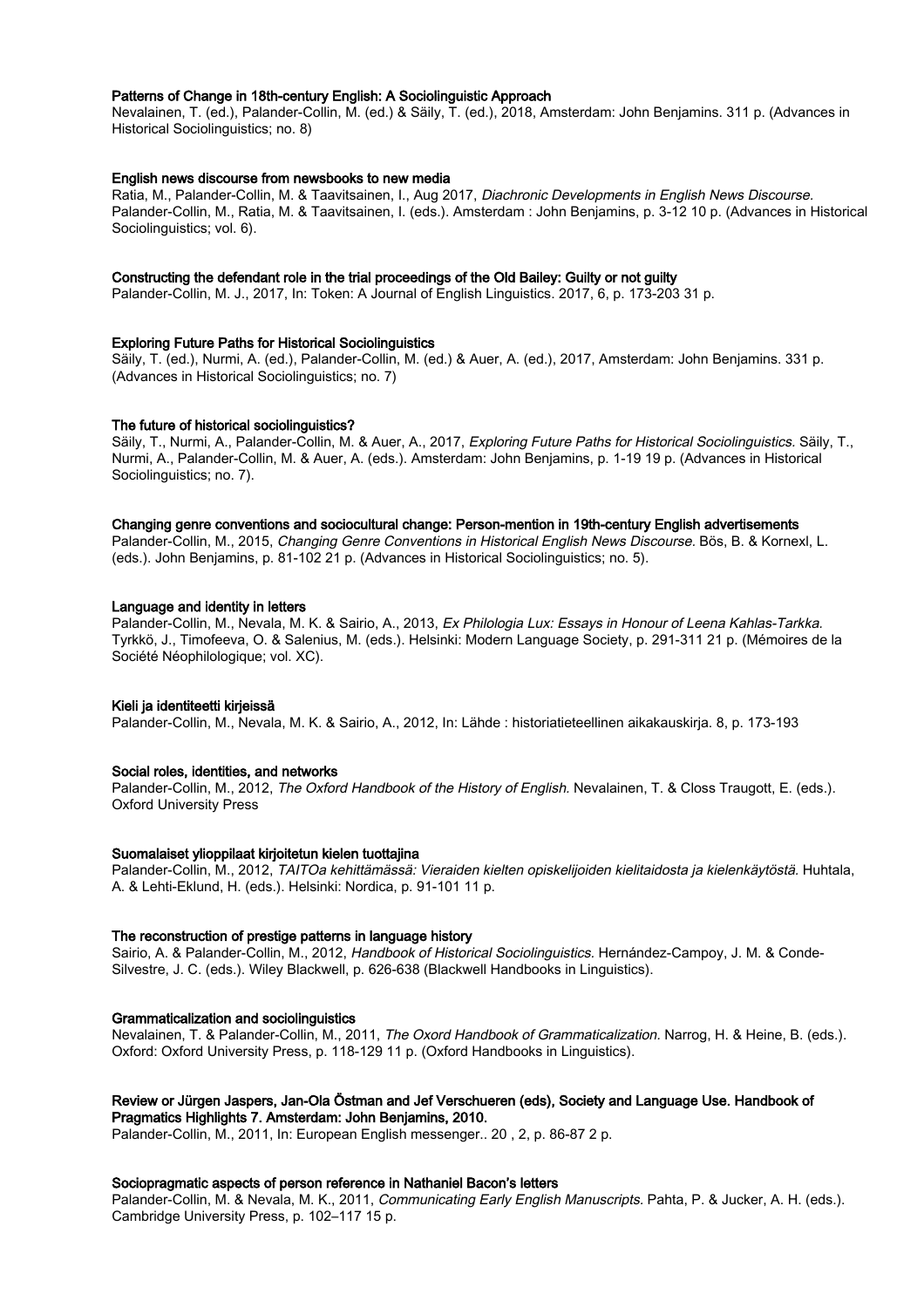**Patterns of Change in 18th-century English: A Sociolinguistic Approach**
Nevalainen, T. (ed.), Palander-Collin, M. (ed.) & Säily, T. (ed.), 2018, Amsterdam: John Benjamins. 311 p. (Advances in Historical Sociolinguistics; no. 8)

**English news discourse from newsbooks to new media**
Ratia, M., Palander-Collin, M. & Taavitsainen, I., Aug 2017, *Diachronic Developments in English News Discourse.* Palander-Collin, M., Ratia, M. & Taavitsainen, I. (eds.). Amsterdam : John Benjamins, p. 3-12 10 p. (Advances in Historical Sociolinguistics; vol. 6).

**Constructing the defendant role in the trial proceedings of the Old Bailey: Guilty or not guilty**
Palander-Collin, M. J., 2017, In: Token: A Journal of English Linguistics. 2017, 6, p. 173-203 31 p.

**Exploring Future Paths for Historical Sociolinguistics**
Säily, T. (ed.), Nurmi, A. (ed.), Palander-Collin, M. (ed.) & Auer, A. (ed.), 2017, Amsterdam: John Benjamins. 331 p. (Advances in Historical Sociolinguistics; no. 7)

**The future of historical sociolinguistics?**
Säily, T., Nurmi, A., Palander-Collin, M. & Auer, A., 2017, *Exploring Future Paths for Historical Sociolinguistics.* Säily, T., Nurmi, A., Palander-Collin, M. & Auer, A. (eds.). Amsterdam: John Benjamins, p. 1-19 19 p. (Advances in Historical Sociolinguistics; no. 7).

**Changing genre conventions and sociocultural change: Person-mention in 19th-century English advertisements**
Palander-Collin, M., 2015, *Changing Genre Conventions in Historical English News Discourse.* Bös, B. & Kornexl, L. (eds.). John Benjamins, p. 81-102 21 p. (Advances in Historical Sociolinguistics; no. 5).

**Language and identity in letters**
Palander-Collin, M., Nevala, M. K. & Sairio, A., 2013, *Ex Philologia Lux: Essays in Honour of Leena Kahlas-Tarkka.* Tyrkkö, J., Timofeeva, O. & Salenius, M. (eds.). Helsinki: Modern Language Society, p. 291-311 21 p. (Mémoires de la Société Néophilologique; vol. XC).

**Kieli ja identiteetti kirjeissä**
Palander-Collin, M., Nevala, M. K. & Sairio, A., 2012, In: Lähde : historiatieteellinen aikakauskirja. 8, p. 173-193

**Social roles, identities, and networks**
Palander-Collin, M., 2012, *The Oxford Handbook of the History of English.* Nevalainen, T. & Closs Traugott, E. (eds.). Oxford University Press

**Suomalaiset ylioppilaat kirjoitetun kielen tuottajina**
Palander-Collin, M., 2012, *TAITOa kehittämässä: Vieraiden kielten opiskelijoiden kielitaidosta ja kielenkäytöstä.* Huhtala, A. & Lehti-Eklund, H. (eds.). Helsinki: Nordica, p. 91-101 11 p.

**The reconstruction of prestige patterns in language history**
Sairio, A. & Palander-Collin, M., 2012, *Handbook of Historical Sociolinguistics.* Hernández-Campoy, J. M. & Conde-Silvestre, J. C. (eds.). Wiley Blackwell, p. 626-638 (Blackwell Handbooks in Linguistics).

**Grammaticalization and sociolinguistics**
Nevalainen, T. & Palander-Collin, M., 2011, *The Oxord Handbook of Grammaticalization.* Narrog, H. & Heine, B. (eds.). Oxford: Oxford University Press, p. 118-129 11 p. (Oxford Handbooks in Linguistics).

**Review or Jürgen Jaspers, Jan-Ola Östman and Jef Verschueren (eds), Society and Language Use. Handbook of Pragmatics Highlights 7. Amsterdam: John Benjamins, 2010.**
Palander-Collin, M., 2011, In: European English messenger.. 20 , 2, p. 86-87 2 p.

**Sociopragmatic aspects of person reference in Nathaniel Bacon's letters**
Palander-Collin, M. & Nevala, M. K., 2011, *Communicating Early English Manuscripts.* Pahta, P. & Jucker, A. H. (eds.). Cambridge University Press, p. 102–117 15 p.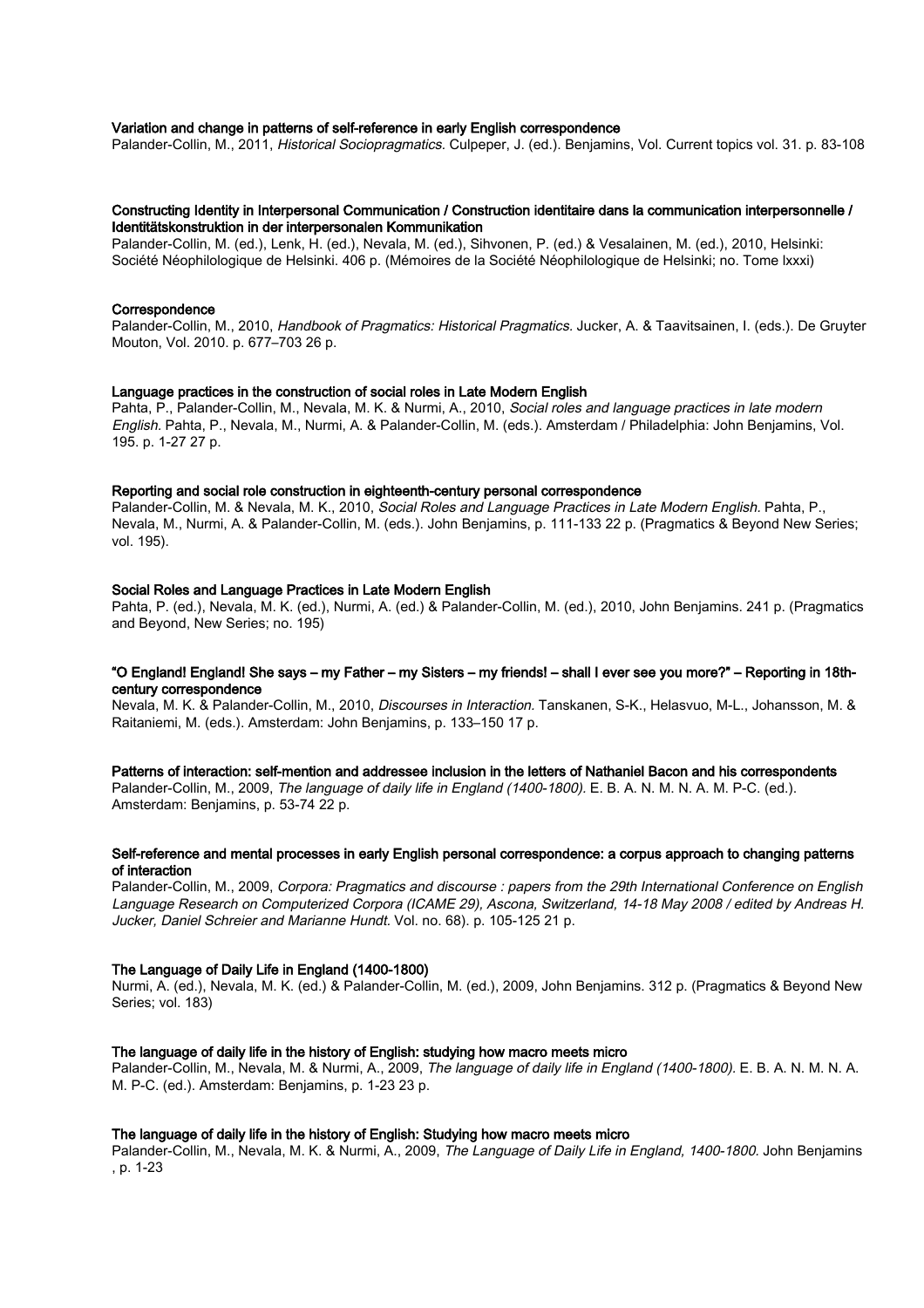**Variation and change in patterns of self-reference in early English correspondence**
Palander-Collin, M., 2011, *Historical Sociopragmatics.* Culpeper, J. (ed.). Benjamins, Vol. Current topics vol. 31. p. 83-108

**Constructing Identity in Interpersonal Communication / Construction identitaire dans la communication interpersonnelle / Identitätskonstruktion in der interpersonalen Kommunikation**
Palander-Collin, M. (ed.), Lenk, H. (ed.), Nevala, M. (ed.), Sihvonen, P. (ed.) & Vesalainen, M. (ed.), 2010, Helsinki: Société Néophilologique de Helsinki. 406 p. (Mémoires de la Société Néophilologique de Helsinki; no. Tome lxxxi)

**Correspondence**
Palander-Collin, M., 2010, *Handbook of Pragmatics: Historical Pragmatics.* Jucker, A. & Taavitsainen, I. (eds.). De Gruyter Mouton, Vol. 2010. p. 677–703 26 p.

**Language practices in the construction of social roles in Late Modern English**
Pahta, P., Palander-Collin, M., Nevala, M. K. & Nurmi, A., 2010, *Social roles and language practices in late modern English.* Pahta, P., Nevala, M., Nurmi, A. & Palander-Collin, M. (eds.). Amsterdam / Philadelphia: John Benjamins, Vol. 195. p. 1-27 27 p.

**Reporting and social role construction in eighteenth-century personal correspondence**
Palander-Collin, M. & Nevala, M. K., 2010, *Social Roles and Language Practices in Late Modern English.* Pahta, P., Nevala, M., Nurmi, A. & Palander-Collin, M. (eds.). John Benjamins, p. 111-133 22 p. (Pragmatics & Beyond New Series; vol. 195).

**Social Roles and Language Practices in Late Modern English**
Pahta, P. (ed.), Nevala, M. K. (ed.), Nurmi, A. (ed.) & Palander-Collin, M. (ed.), 2010, John Benjamins. 241 p. (Pragmatics and Beyond, New Series; no. 195)

**"O England! England! She says – my Father – my Sisters – my friends! – shall I ever see you more?" – Reporting in 18th-century correspondence**
Nevala, M. K. & Palander-Collin, M., 2010, *Discourses in Interaction.* Tanskanen, S-K., Helasvuo, M-L., Johansson, M. & Raitaniemi, M. (eds.). Amsterdam: John Benjamins, p. 133–150 17 p.

**Patterns of interaction: self-mention and addressee inclusion in the letters of Nathaniel Bacon and his correspondents**
Palander-Collin, M., 2009, *The language of daily life in England (1400-1800).* E. B. A. N. M. N. A. M. P-C. (ed.). Amsterdam: Benjamins, p. 53-74 22 p.

**Self-reference and mental processes in early English personal correspondence: a corpus approach to changing patterns of interaction**
Palander-Collin, M., 2009, *Corpora: Pragmatics and discourse : papers from the 29th International Conference on English Language Research on Computerized Corpora (ICAME 29), Ascona, Switzerland, 14-18 May 2008 / edited by Andreas H. Jucker, Daniel Schreier and Marianne Hundt.* Vol. no. 68). p. 105-125 21 p.

**The Language of Daily Life in England (1400-1800)**
Nurmi, A. (ed.), Nevala, M. K. (ed.) & Palander-Collin, M. (ed.), 2009, John Benjamins. 312 p. (Pragmatics & Beyond New Series; vol. 183)

**The language of daily life in the history of English: studying how macro meets micro**
Palander-Collin, M., Nevala, M. & Nurmi, A., 2009, *The language of daily life in England (1400-1800).* E. B. A. N. M. N. A. M. P-C. (ed.). Amsterdam: Benjamins, p. 1-23 23 p.

**The language of daily life in the history of English: Studying how macro meets micro**
Palander-Collin, M., Nevala, M. K. & Nurmi, A., 2009, *The Language of Daily Life in England, 1400-1800.* John Benjamins , p. 1-23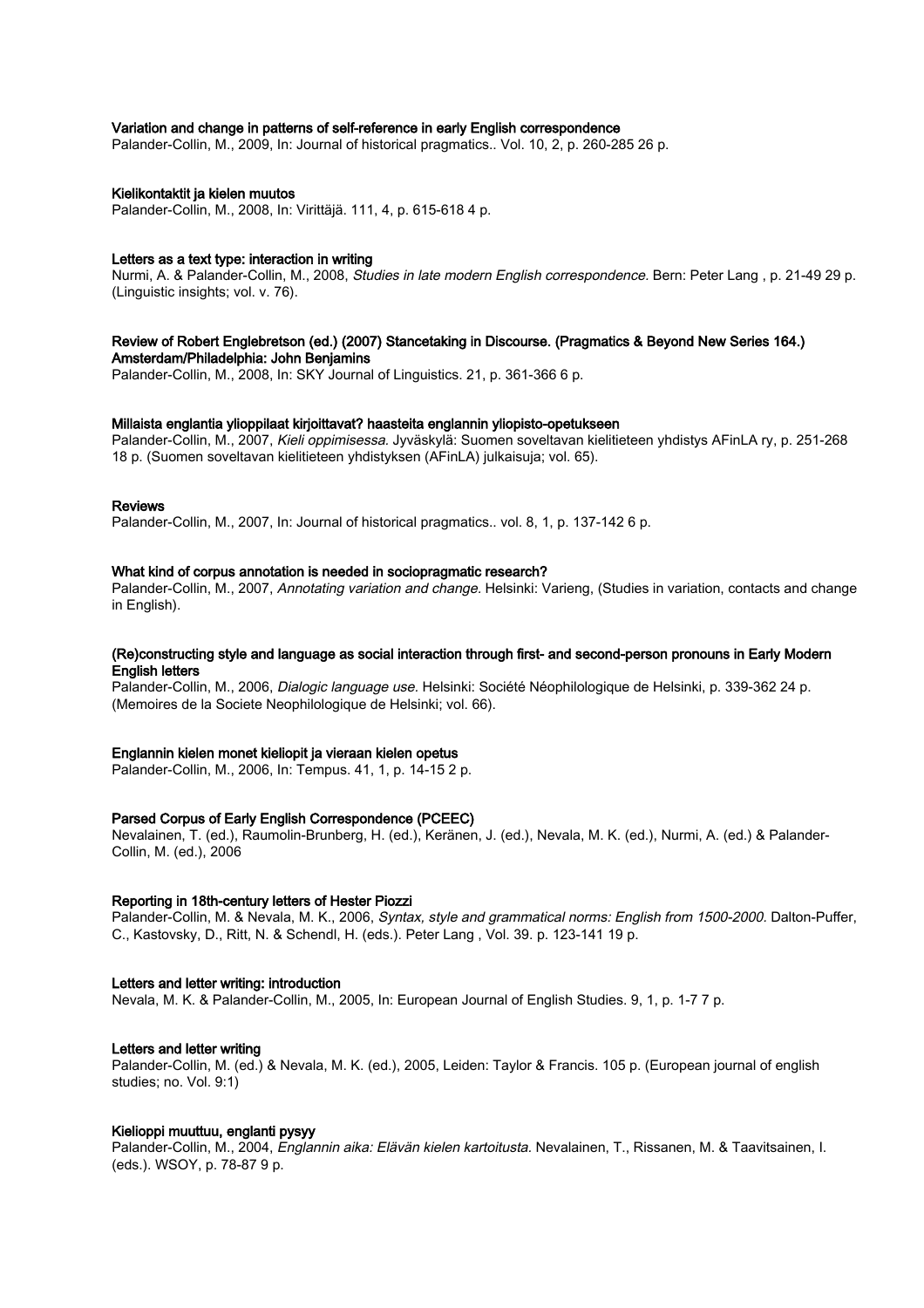**Variation and change in patterns of self-reference in early English correspondence**
Palander-Collin, M., 2009, In: Journal of historical pragmatics.. Vol. 10, 2, p. 260-285 26 p.

**Kielikontaktit ja kielen muutos**
Palander-Collin, M., 2008, In: Virittäjä. 111, 4, p. 615-618 4 p.

**Letters as a text type: interaction in writing**
Nurmi, A. & Palander-Collin, M., 2008, *Studies in late modern English correspondence.* Bern: Peter Lang , p. 21-49 29 p. (Linguistic insights; vol. v. 76).

**Review of Robert Englebretson (ed.) (2007) Stancetaking in Discourse. (Pragmatics & Beyond New Series 164.) Amsterdam/Philadelphia: John Benjamins**
Palander-Collin, M., 2008, In: SKY Journal of Linguistics. 21, p. 361-366 6 p.

**Millaista englantia ylioppilaat kirjoittavat? haasteita englannin yliopisto-opetukseen**
Palander-Collin, M., 2007, *Kieli oppimisessa.* Jyväskylä: Suomen soveltavan kielitieteen yhdistys AFinLA ry, p. 251-268 18 p. (Suomen soveltavan kielitieteen yhdistyksen (AFinLA) julkaisuja; vol. 65).

**Reviews**
Palander-Collin, M., 2007, In: Journal of historical pragmatics.. vol. 8, 1, p. 137-142 6 p.

**What kind of corpus annotation is needed in sociopragmatic research?**
Palander-Collin, M., 2007, *Annotating variation and change.* Helsinki: Varieng, (Studies in variation, contacts and change in English).

**(Re)constructing style and language as social interaction through first- and second-person pronouns in Early Modern English letters**
Palander-Collin, M., 2006, *Dialogic language use.* Helsinki: Société Néophilologique de Helsinki, p. 339-362 24 p. (Memoires de la Societe Neophilologique de Helsinki; vol. 66).

**Englannin kielen monet kieliopit ja vieraan kielen opetus**
Palander-Collin, M., 2006, In: Tempus. 41, 1, p. 14-15 2 p.

**Parsed Corpus of Early English Correspondence (PCEEC)**
Nevalainen, T. (ed.), Raumolin-Brunberg, H. (ed.), Keränen, J. (ed.), Nevala, M. K. (ed.), Nurmi, A. (ed.) & Palander-Collin, M. (ed.), 2006

**Reporting in 18th-century letters of Hester Piozzi**
Palander-Collin, M. & Nevala, M. K., 2006, *Syntax, style and grammatical norms: English from 1500-2000.* Dalton-Puffer, C., Kastovsky, D., Ritt, N. & Schendl, H. (eds.). Peter Lang , Vol. 39. p. 123-141 19 p.

**Letters and letter writing: introduction**
Nevala, M. K. & Palander-Collin, M., 2005, In: European Journal of English Studies. 9, 1, p. 1-7 7 p.

**Letters and letter writing**
Palander-Collin, M. (ed.) & Nevala, M. K. (ed.), 2005, Leiden: Taylor & Francis. 105 p. (European journal of english studies; no. Vol. 9:1)

**Kielioppi muuttuu, englanti pysyy**
Palander-Collin, M., 2004, *Englannin aika: Elävän kielen kartoitusta.* Nevalainen, T., Rissanen, M. & Taavitsainen, I. (eds.). WSOY, p. 78-87 9 p.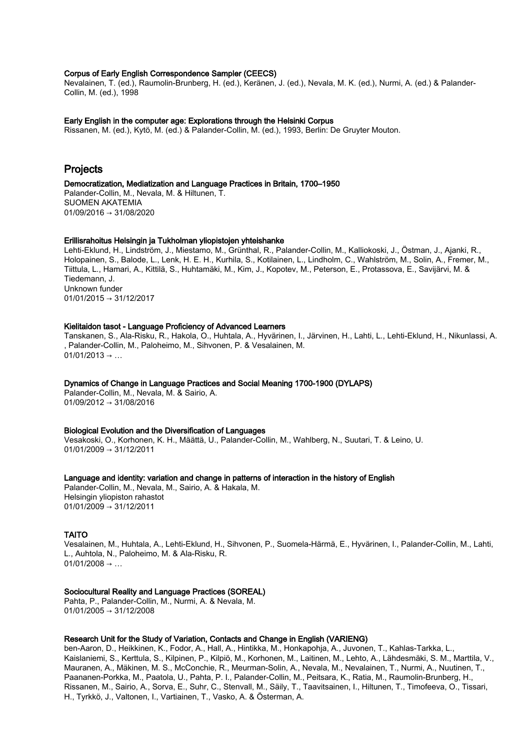**Corpus of Early English Correspondence Sampler (CEECS)**
Nevalainen, T. (ed.), Raumolin-Brunberg, H. (ed.), Keränen, J. (ed.), Nevala, M. K. (ed.), Nurmi, A. (ed.) & Palander-Collin, M. (ed.), 1998

**Early English in the computer age: Explorations through the Helsinki Corpus**
Rissanen, M. (ed.), Kytö, M. (ed.) & Palander-Collin, M. (ed.), 1993, Berlin: De Gruyter Mouton.

## Projects

**Democratization, Mediatization and Language Practices in Britain, 1700–1950**
Palander-Collin, M., Nevala, M. & Hiltunen, T.
SUOMEN AKATEMIA
01/09/2016 → 31/08/2020

**Erillisrahoitus Helsingin ja Tukholman yliopistojen yhteishanke**
Lehti-Eklund, H., Lindström, J., Miestamo, M., Grünthal, R., Palander-Collin, M., Kalliokoski, J., Östman, J., Ajanki, R., Holopainen, S., Balode, L., Lenk, H. E. H., Kurhila, S., Kotilainen, L., Lindholm, C., Wahlström, M., Solin, A., Fremer, M., Tiittula, L., Hamari, A., Kittilä, S., Huhtamäki, M., Kim, J., Kopotev, M., Peterson, E., Protassova, E., Savijärvi, M. & Tiedemann, J.
Unknown funder
01/01/2015 → 31/12/2017

**Kielitaidon tasot - Language Proficiency of Advanced Learners**
Tanskanen, S., Ala-Risku, R., Hakola, O., Huhtala, A., Hyvärinen, I., Järvinen, H., Lahti, L., Lehti-Eklund, H., Nikunlassi, A. , Palander-Collin, M., Paloheimo, M., Sihvonen, P. & Vesalainen, M.
01/01/2013 → …

**Dynamics of Change in Language Practices and Social Meaning 1700-1900 (DYLAPS)**
Palander-Collin, M., Nevala, M. & Sairio, A.
01/09/2012 → 31/08/2016

**Biological Evolution and the Diversification of Languages**
Vesakoski, O., Korhonen, K. H., Määttä, U., Palander-Collin, M., Wahlberg, N., Suutari, T. & Leino, U.
01/01/2009 → 31/12/2011

**Language and identity: variation and change in patterns of interaction in the history of English**
Palander-Collin, M., Nevala, M., Sairio, A. & Hakala, M.
Helsingin yliopiston rahastot
01/01/2009 → 31/12/2011

**TAITO**
Vesalainen, M., Huhtala, A., Lehti-Eklund, H., Sihvonen, P., Suomela-Härmä, E., Hyvärinen, I., Palander-Collin, M., Lahti, L., Auhtola, N., Paloheimo, M. & Ala-Risku, R.
01/01/2008 → …

**Sociocultural Reality and Language Practices (SOREAL)**
Pahta, P., Palander-Collin, M., Nurmi, A. & Nevala, M.
01/01/2005 → 31/12/2008

**Research Unit for the Study of Variation, Contacts and Change in English (VARIENG)**
ben-Aaron, D., Heikkinen, K., Fodor, A., Hall, A., Hintikka, M., Honkapohja, A., Juvonen, T., Kahlas-Tarkka, L., Kaislaniemi, S., Kerttula, S., Kilpinen, P., Kilpiö, M., Korhonen, M., Laitinen, M., Lehto, A., Lähdesmäki, S. M., Marttila, V., Mauranen, A., Mäkinen, M. S., McConchie, R., Meurman-Solin, A., Nevala, M., Nevalainen, T., Nurmi, A., Nuutinen, T., Paananen-Porkka, M., Paatola, U., Pahta, P. I., Palander-Collin, M., Peitsara, K., Ratia, M., Raumolin-Brunberg, H., Rissanen, M., Sairio, A., Sorva, E., Suhr, C., Stenvall, M., Säily, T., Taavitsainen, I., Hiltunen, T., Timofeeva, O., Tissari, H., Tyrkkö, J., Valtonen, I., Vartiainen, T., Vasko, A. & Österman, A.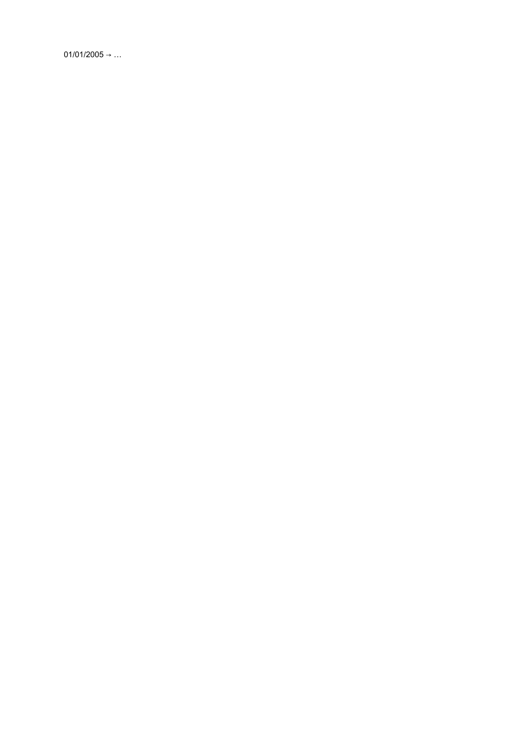01/01/2005 → …